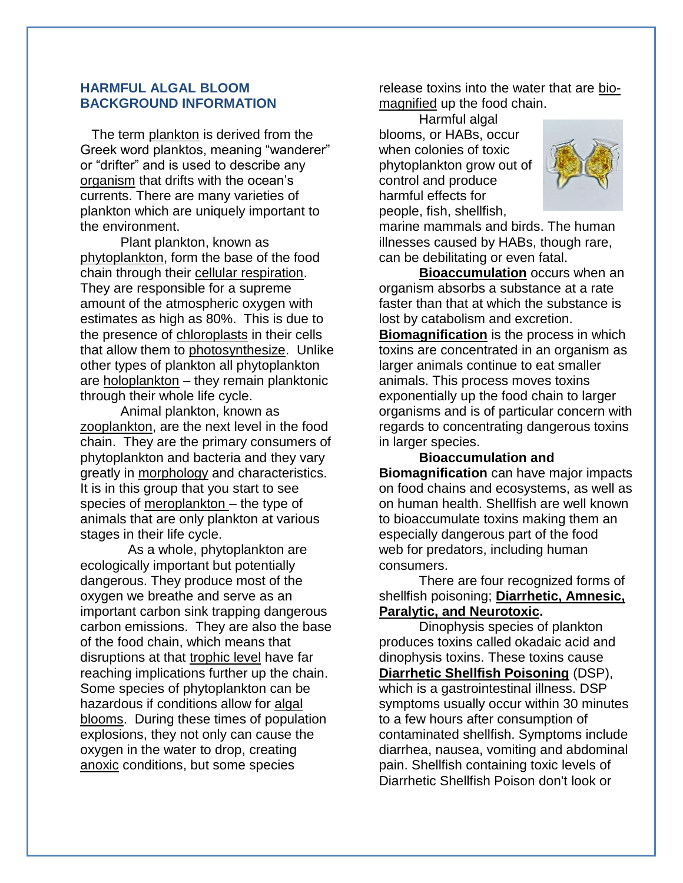## HARMFUL ALGAL BLOOM BACKGROUND INFORMATION

The term plankton is derived from the Greek word planktos, meaning "wanderer" or "drifter" and is used to describe any organism that drifts with the ocean's currents. There are many varieties of plankton which are uniquely important to the environment.

Plant plankton, known as phytoplankton, form the base of the food chain through their cellular respiration. They are responsible for a supreme amount of the atmospheric oxygen with estimates as high as 80%. This is due to the presence of chloroplasts in their cells that allow them to photosynthesize. Unlike other types of plankton all phytoplankton are holoplankton – they remain planktonic through their whole life cycle.

Animal plankton, known as zooplankton, are the next level in the food chain. They are the primary consumers of phytoplankton and bacteria and they vary greatly in morphology and characteristics. It is in this group that you start to see species of meroplankton – the type of animals that are only plankton at various stages in their life cycle.

As a whole, phytoplankton are ecologically important but potentially dangerous. They produce most of the oxygen we breathe and serve as an important carbon sink trapping dangerous carbon emissions. They are also the base of the food chain, which means that disruptions at that trophic level have far reaching implications further up the chain. Some species of phytoplankton can be hazardous if conditions allow for algal blooms. During these times of population explosions, they not only can cause the oxygen in the water to drop, creating anoxic conditions, but some species release toxins into the water that are bio-magnified up the food chain.

Harmful algal blooms, or HABs, occur when colonies of toxic phytoplankton grow out of control and produce harmful effects for people, fish, shellfish, marine mammals and birds. The human illnesses caused by HABs, though rare, can be debilitating or even fatal.

**Bioaccumulation** occurs when an organism absorbs a substance at a rate faster than that at which the substance is lost by catabolism and excretion. **Biomagnification** is the process in which toxins are concentrated in an organism as larger animals continue to eat smaller animals. This process moves toxins exponentially up the food chain to larger organisms and is of particular concern with regards to concentrating dangerous toxins in larger species.

**Bioaccumulation and Biomagnification** can have major impacts on food chains and ecosystems, as well as on human health. Shellfish are well known to bioaccumulate toxins making them an especially dangerous part of the food web for predators, including human consumers.

There are four recognized forms of shellfish poisoning; **Diarrhetic, Amnesic, Paralytic, and Neurotoxic.**

Dinophysis species of plankton produces toxins called okadaic acid and dinophysis toxins. These toxins cause **Diarrhetic Shellfish Poisoning** (DSP), which is a gastrointestinal illness. DSP symptoms usually occur within 30 minutes to a few hours after consumption of contaminated shellfish. Symptoms include diarrhea, nausea, vomiting and abdominal pain. Shellfish containing toxic levels of Diarrhetic Shellfish Poison don't look or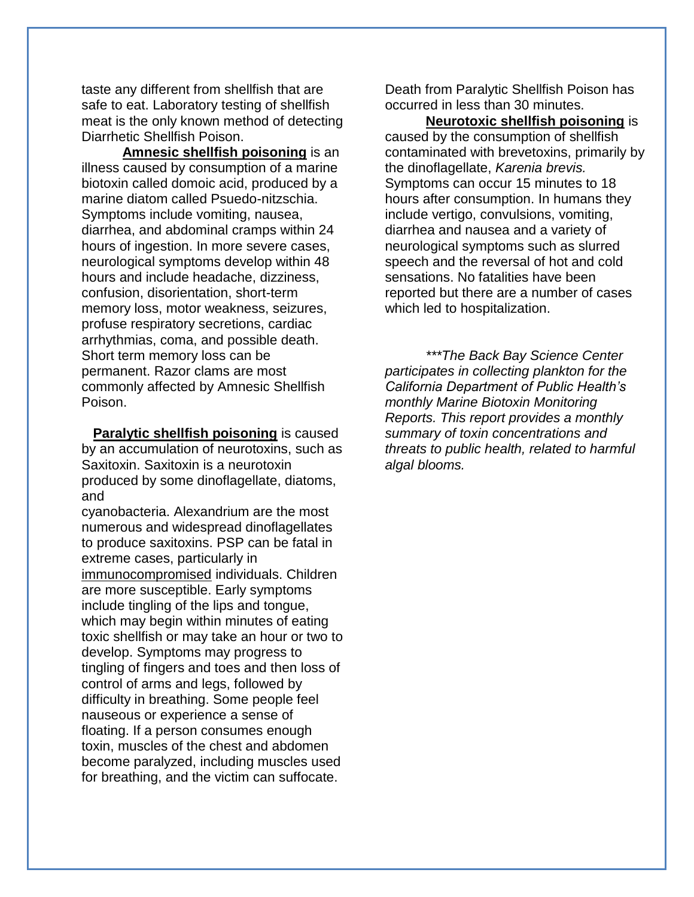taste any different from shellfish that are safe to eat. Laboratory testing of shellfish meat is the only known method of detecting Diarrhetic Shellfish Poison.

**Amnesic shellfish poisoning** is an illness caused by consumption of a marine biotoxin called domoic acid, produced by a marine diatom called Psuedo-nitzschia. Symptoms include vomiting, nausea, diarrhea, and abdominal cramps within 24 hours of ingestion. In more severe cases, neurological symptoms develop within 48 hours and include headache, dizziness, confusion, disorientation, short-term memory loss, motor weakness, seizures, profuse respiratory secretions, cardiac arrhythmias, coma, and possible death. Short term memory loss can be permanent. Razor clams are most commonly affected by Amnesic Shellfish Poison.

**Paralytic shellfish poisoning** is caused by an accumulation of neurotoxins, such as Saxitoxin. Saxitoxin is a neurotoxin produced by some dinoflagellate, diatoms, and cyanobacteria. Alexandrium are the most numerous and widespread dinoflagellates to produce saxitoxins. PSP can be fatal in extreme cases, particularly in immunocompromised individuals. Children are more susceptible. Early symptoms include tingling of the lips and tongue, which may begin within minutes of eating toxic shellfish or may take an hour or two to develop. Symptoms may progress to tingling of fingers and toes and then loss of control of arms and legs, followed by difficulty in breathing. Some people feel nauseous or experience a sense of floating. If a person consumes enough toxin, muscles of the chest and abdomen become paralyzed, including muscles used for breathing, and the victim can suffocate. Death from Paralytic Shellfish Poison has occurred in less than 30 minutes.

**Neurotoxic shellfish poisoning** is caused by the consumption of shellfish contaminated with brevetoxins, primarily by the dinoflagellate, *Karenia brevis.* Symptoms can occur 15 minutes to 18 hours after consumption. In humans they include vertigo, convulsions, vomiting, diarrhea and nausea and a variety of neurological symptoms such as slurred speech and the reversal of hot and cold sensations. No fatalities have been reported but there are a number of cases which led to hospitalization.

*\*\*\*The Back Bay Science Center participates in collecting plankton for the California Department of Public Health's monthly Marine Biotoxin Monitoring Reports. This report provides a monthly summary of toxin concentrations and threats to public health, related to harmful algal blooms.*